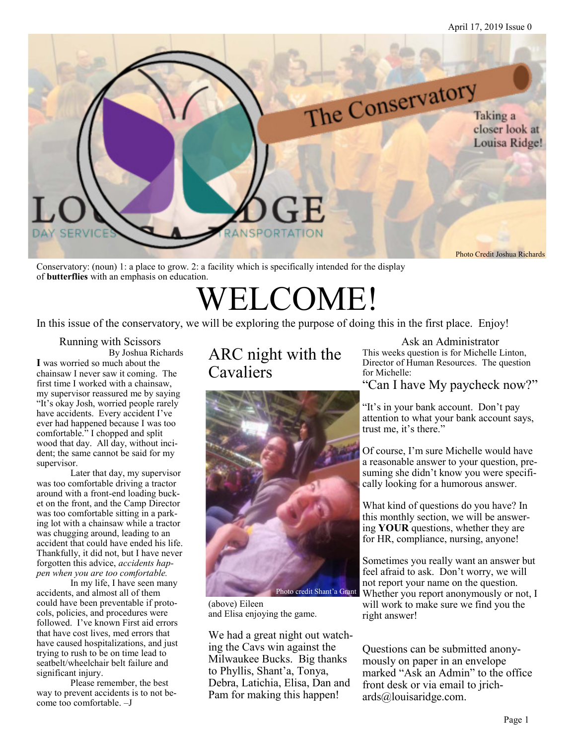April 17, 2019 Issue 0

# The Conservatory

Taking a closer look at Louisa Ridge!

Photo Credit Joshua Richards

Conservatory: (noun) 1: a place to grow. 2: a facility which is specifically intended for the display of **butterflies** with an emphasis on education.

# WELCOME!

In this issue of the conservatory, we will be exploring the purpose of doing this in the first place. Enjoy!

## Running with Scissors

By Joshua Richards

**I** was worried so much about the chainsaw I never saw it coming. The first time I worked with a chainsaw, my supervisor reassured me by saying "It's okay Josh, worried people rarely have accidents. Every accident I've ever had happened because I was too comfortable." I chopped and split wood that day. All day, without incident; the same cannot be said for my supervisor.

Later that day, my supervisor was too comfortable driving a tractor around with a front-end loading bucket on the front, and the Camp Director was too comfortable sitting in a parking lot with a chainsaw while a tractor was chugging around, leading to an accident that could have ended his life. Thankfully, it did not, but I have never forgotten this advice, *accidents happen when you are too comfortable.*

In my life, I have seen many accidents, and almost all of them could have been preventable if protocols, policies, and procedures were followed. I've known First aid errors that have cost lives, med errors that have caused hospitalizations, and just trying to rush to be on time lead to seatbelt/wheelchair belt failure and significant injury.

Please remember, the best way to prevent accidents is to not become too comfortable. –J

## ARC night with the Cavaliers

Photo credit Shant'a Grant

(above) Eileen and Elisa enjoying the game.

We had a great night out watching the Cavs win against the Milwaukee Bucks. Big thanks to Phyllis, Shant'a, Tonya, Debra, Latichia, Elisa, Dan and Pam for making this happen!

## Ask an Administrator

This weeks question is for Michelle Linton, Director of Human Resources. The question for Michelle:

### "Can I have My paycheck now?"

"It's in your bank account. Don't pay attention to what your bank account says, trust me, it's there."

Of course, I'm sure Michelle would have a reasonable answer to your question, presuming she didn't know you were specifically looking for a humorous answer.

What kind of questions do you have? In this monthly section, we will be answering **YOUR** questions, whether they are for HR, compliance, nursing, anyone!

Sometimes you really want an answer but feel afraid to ask. Don't worry, we will not report your name on the question. Whether you report anonymously or not, I will work to make sure we find you the right answer!

Questions can be submitted anonymously on paper in an envelope marked "Ask an Admin" to the office front desk or via email to jrichards@louisaridge.com.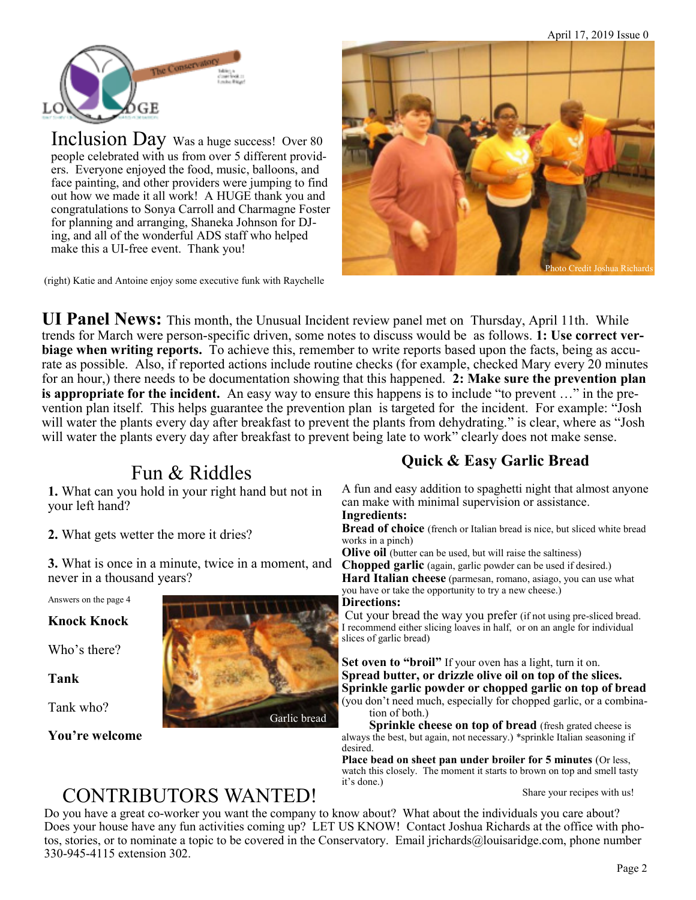April 17, 2019 Issue 0

**Inclusion Day** Was a huge success! Over 80 people celebrated with us from over 5 different providers. Everyone enjoyed the food, music, balloons, and face painting, and other providers were jumping to find out how we made it all work! A HUGE thank you and congratulations to Sonya Carroll and Charmagne Foster for planning and arranging, Shaneka Johnson for DJ-ing, and all of the wonderful ADS staff who helped make this a UI-free event. Thank you!

(right) Katie and Antoine enjoy some executive funk with Raychelle

Photo Credit Joshua Richards

**UI Panel News:** This month, the Unusual Incident review panel met on Thursday, April 11th. While trends for March were person-specific driven, some notes to discuss would be as follows. **1: Use correct verbiage when writing reports.** To achieve this, remember to write reports based upon the facts, being as accurate as possible. Also, if reported actions include routine checks (for example, checked Mary every 20 minutes for an hour,) there needs to be documentation showing that this happened. **2: Make sure the prevention plan is appropriate for the incident.** An easy way to ensure this happens is to include "to prevent …" in the prevention plan itself. This helps guarantee the prevention plan is targeted for the incident. For example: "Josh will water the plants every day after breakfast to prevent the plants from dehydrating." is clear, where as "Josh will water the plants every day after breakfast to prevent being late to work" clearly does not make sense.

## Fun & Riddles

**1.** What can you hold in your right hand but not in your left hand?

**2.** What gets wetter the more it dries?

**3.** What is once in a minute, twice in a moment, and never in a thousand years?

Answers on the page 4

**Knock Knock**

Who's there?

**Tank**

Tank who?

**You're welcome**

Garlic bread

## Quick & Easy Garlic Bread

A fun and easy addition to spaghetti night that almost anyone can make with minimal supervision or assistance.

**Ingredients:**

**Bread of choice** (french or Italian bread is nice, but sliced white bread works in a pinch)

**Olive oil** (butter can be used, but will raise the saltiness)

**Chopped garlic** (again, garlic powder can be used if desired.)

**Hard Italian cheese** (parmesan, romano, asiago, you can use what you have or take the opportunity to try a new cheese.)

**Directions:**

Cut your bread the way you prefer (if not using pre-sliced bread. I recommend either slicing loaves in half, or on an angle for individual slices of garlic bread)

**Set oven to "broil"** If your oven has a light, turn it on.

**Spread butter, or drizzle olive oil on top of the slices.**

**Sprinkle garlic powder or chopped garlic on top of bread** (you don't need much, especially for chopped garlic, or a combination of both.)

**Sprinkle cheese on top of bread** (fresh grated cheese is always the best, but again, not necessary.) *sprinkle Italian seasoning if desired.

**Place bead on sheet pan under broiler for 5 minutes** (Or less, watch this closely. The moment it starts to brown on top and smell tasty it's done.)

Share your recipes with us!

## CONTRIBUTORS WANTED!

Do you have a great co-worker you want the company to know about? What about the individuals you care about? Does your house have any fun activities coming up? LET US KNOW! Contact Joshua Richards at the office with photos, stories, or to nominate a topic to be covered in the Conservatory. Email jrichards@louisaridge.com, phone number 330-945-4115 extension 302.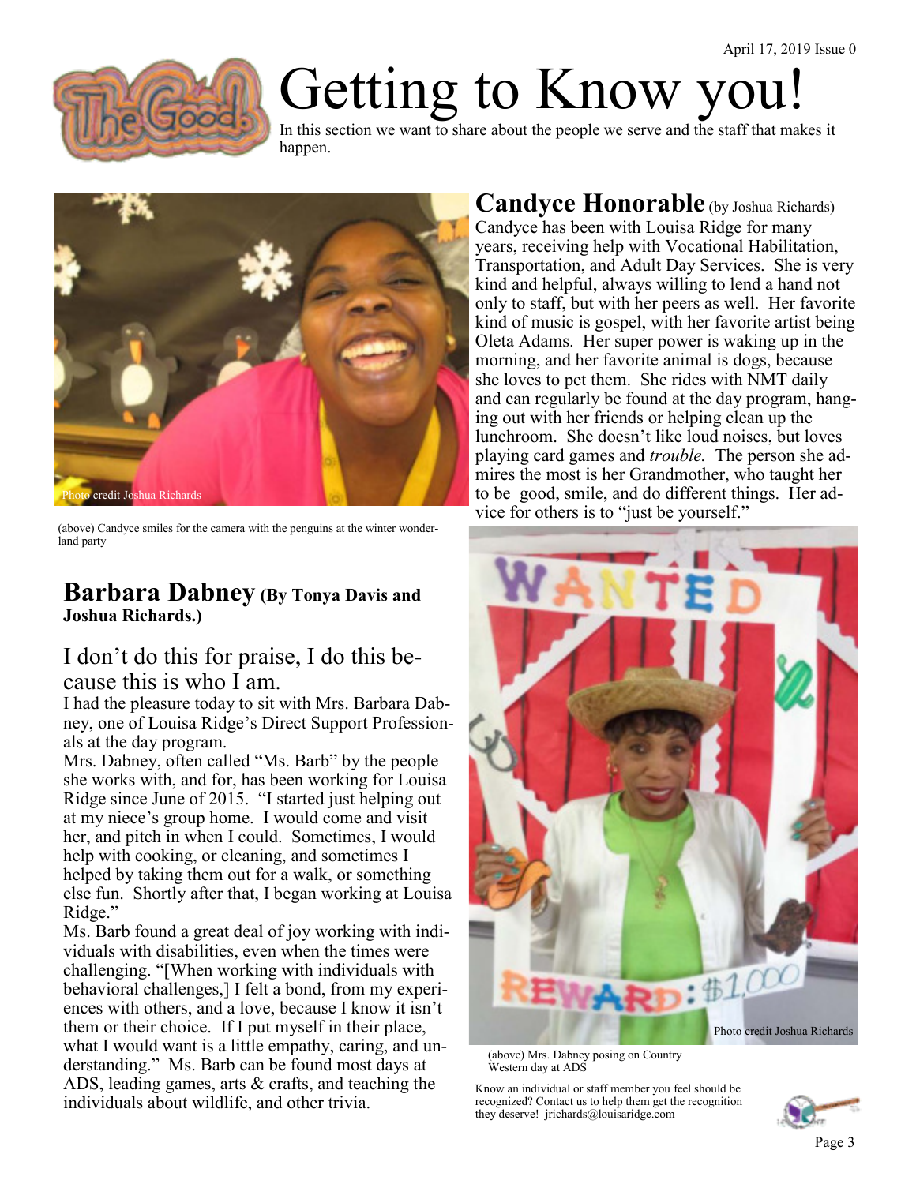# Getting to Know you!

In this section we want to share about the people we serve and the staff that makes it happen.

Photo credit Joshua Richards

(above) Candyce smiles for the camera with the penguins at the winter wonderland party

## Candyce Honorable (by Joshua Richards)

Candyce has been with Louisa Ridge for many years, receiving help with Vocational Habilitation, Transportation, and Adult Day Services. She is very kind and helpful, always willing to lend a hand not only to staff, but with her peers as well. Her favorite kind of music is gospel, with her favorite artist being Oleta Adams. Her super power is waking up in the morning, and her favorite animal is dogs, because she loves to pet them. She rides with NMT daily and can regularly be found at the day program, hanging out with her friends or helping clean up the lunchroom. She doesn't like loud noises, but loves playing card games and *trouble.* The person she admires the most is her Grandmother, who taught her to be good, smile, and do different things. Her advice for others is to "just be yourself."

## Barbara Dabney (By Tonya Davis and Joshua Richards.)

### I don't do this for praise, I do this because this is who I am.

I had the pleasure today to sit with Mrs. Barbara Dabney, one of Louisa Ridge's Direct Support Professionals at the day program.

Mrs. Dabney, often called "Ms. Barb" by the people she works with, and for, has been working for Louisa Ridge since June of 2015. "I started just helping out at my niece's group home. I would come and visit her, and pitch in when I could. Sometimes, I would help with cooking, or cleaning, and sometimes I helped by taking them out for a walk, or something else fun. Shortly after that, I began working at Louisa Ridge."

Ms. Barb found a great deal of joy working with individuals with disabilities, even when the times were challenging. "[When working with individuals with behavioral challenges,] I felt a bond, from my experiences with others, and a love, because I know it isn't them or their choice. If I put myself in their place, what I would want is a little empathy, caring, and understanding." Ms. Barb can be found most days at ADS, leading games, arts & crafts, and teaching the individuals about wildlife, and other trivia.

Photo credit Joshua Richards

(above) Mrs. Dabney posing on Country Western day at ADS

Know an individual or staff member you feel should be recognized? Contact us to help them get the recognition they deserve! jrichards@louisaridge.com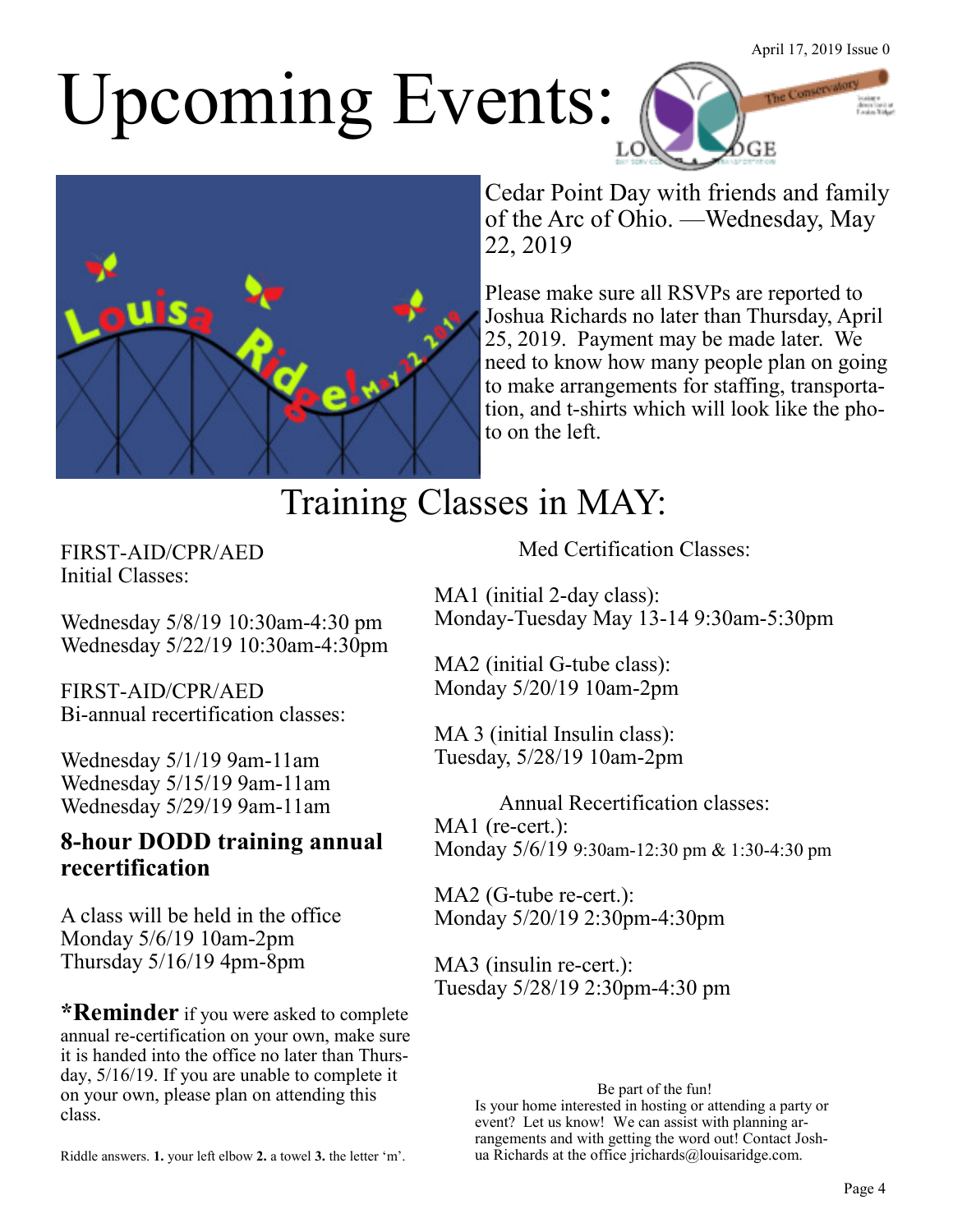April 17, 2019 Issue 0

# Upcoming Events:

Cedar Point Day with friends and family of the Arc of Ohio. —Wednesday, May 22, 2019

Please make sure all RSVPs are reported to Joshua Richards no later than Thursday, April 25, 2019. Payment may be made later. We need to know how many people plan on going to make arrangements for staffing, transportation, and t-shirts which will look like the photo on the left.

## Training Classes in MAY:

FIRST-AID/CPR/AED
Initial Classes:

Wednesday 5/8/19 10:30am-4:30 pm
Wednesday 5/22/19 10:30am-4:30pm

FIRST-AID/CPR/AED
Bi-annual recertification classes:

Wednesday 5/1/19 9am-11am
Wednesday 5/15/19 9am-11am
Wednesday 5/29/19 9am-11am

### 8-hour DODD training annual recertification

A class will be held in the office
Monday 5/6/19 10am-2pm
Thursday 5/16/19 4pm-8pm

***Reminder** if you were asked to complete annual re-certification on your own, make sure it is handed into the office no later than Thursday, 5/16/19. If you are unable to complete it on your own, please plan on attending this class.

Med Certification Classes:

MA1 (initial 2-day class):
Monday-Tuesday May 13-14 9:30am-5:30pm

MA2 (initial G-tube class):
Monday 5/20/19 10am-2pm

MA 3 (initial Insulin class):
Tuesday, 5/28/19 10am-2pm

Annual Recertification classes:

MA1 (re-cert.):
Monday 5/6/19 9:30am-12:30 pm & 1:30-4:30 pm

MA2 (G-tube re-cert.):
Monday 5/20/19 2:30pm-4:30pm

MA3 (insulin re-cert.):
Tuesday 5/28/19 2:30pm-4:30 pm

Be part of the fun!
Is your home interested in hosting or attending a party or event? Let us know! We can assist with planning arrangements and with getting the word out! Contact Joshua Richards at the office jrichards@louisaridge.com.

Riddle answers. **1.** your left elbow **2.** a towel **3.** the letter 'm'.